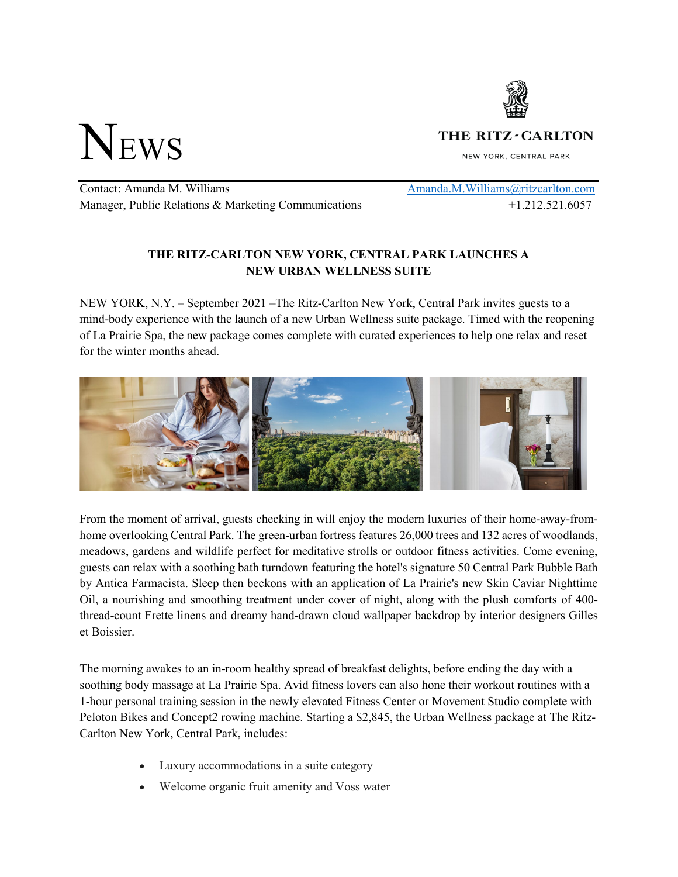# NEWS

THE RITZ-CARLTON
NEW YORK, CENTRAL PARK

Contact: Amanda M. Williams — Amanda.M.Williams@ritzcarlton.com
Manager, Public Relations & Marketing Communications — +1.212.521.6057

## THE RITZ-CARLTON NEW YORK, CENTRAL PARK LAUNCHES A NEW URBAN WELLNESS SUITE

NEW YORK, N.Y. – September 2021 –The Ritz-Carlton New York, Central Park invites guests to a mind-body experience with the launch of a new Urban Wellness suite package. Timed with the reopening of La Prairie Spa, the new package comes complete with curated experiences to help one relax and reset for the winter months ahead.

From the moment of arrival, guests checking in will enjoy the modern luxuries of their home-away-from-home overlooking Central Park. The green-urban fortress features 26,000 trees and 132 acres of woodlands, meadows, gardens and wildlife perfect for meditative strolls or outdoor fitness activities. Come evening, guests can relax with a soothing bath turndown featuring the hotel's signature 50 Central Park Bubble Bath by Antica Farmacista. Sleep then beckons with an application of La Prairie's new Skin Caviar Nighttime Oil, a nourishing and smoothing treatment under cover of night, along with the plush comforts of 400-thread-count Frette linens and dreamy hand-drawn cloud wallpaper backdrop by interior designers Gilles et Boissier.

The morning awakes to an in-room healthy spread of breakfast delights, before ending the day with a soothing body massage at La Prairie Spa. Avid fitness lovers can also hone their workout routines with a 1-hour personal training session in the newly elevated Fitness Center or Movement Studio complete with Peloton Bikes and Concept2 rowing machine. Starting a $2,845, the Urban Wellness package at The Ritz-Carlton New York, Central Park, includes:

- Luxury accommodations in a suite category
- Welcome organic fruit amenity and Voss water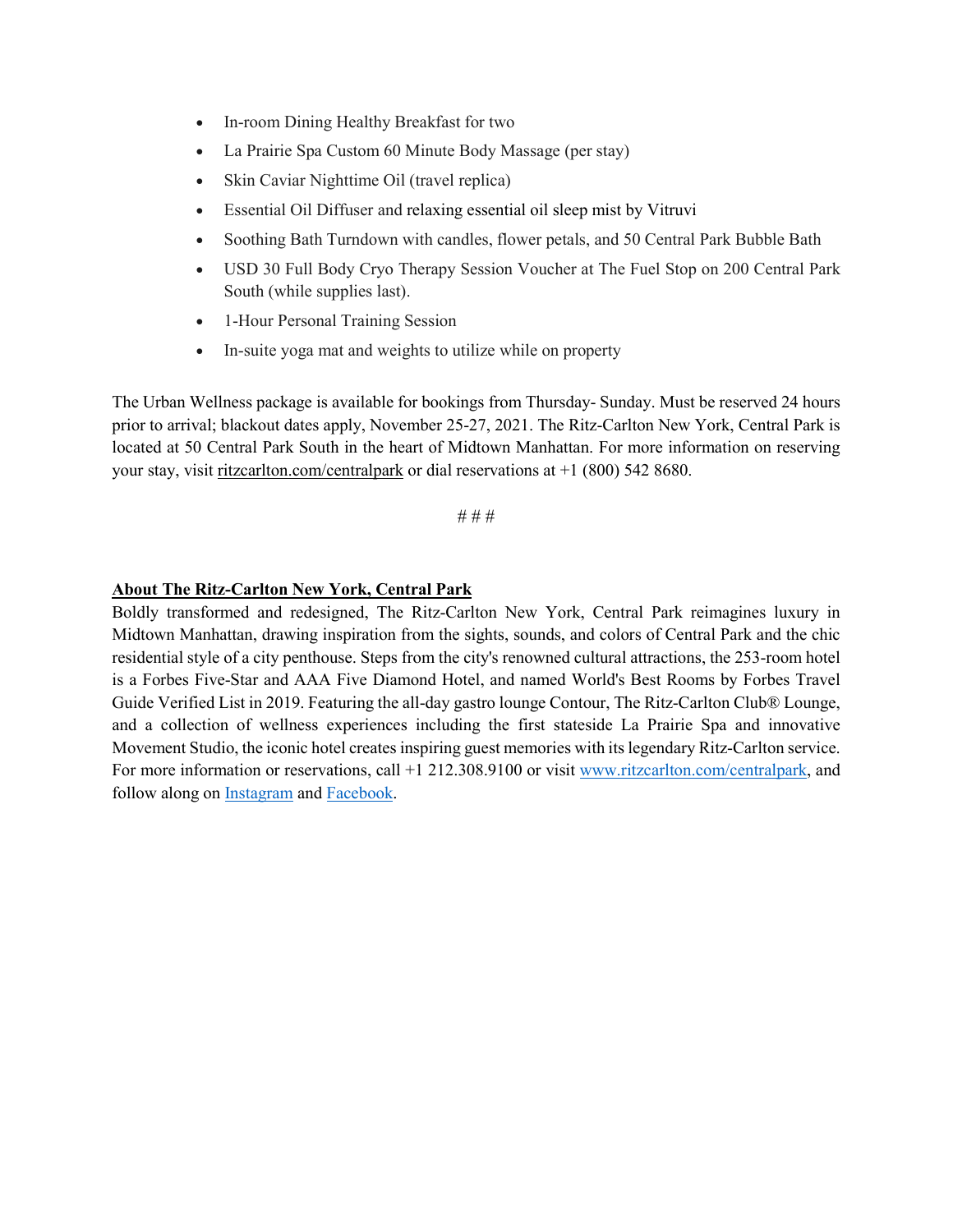- In-room Dining Healthy Breakfast for two
- La Prairie Spa Custom 60 Minute Body Massage (per stay)
- Skin Caviar Nighttime Oil (travel replica)
- Essential Oil Diffuser and relaxing essential oil sleep mist by Vitruvi
- Soothing Bath Turndown with candles, flower petals, and 50 Central Park Bubble Bath
- USD 30 Full Body Cryo Therapy Session Voucher at The Fuel Stop on 200 Central Park South (while supplies last).
- 1-Hour Personal Training Session
- In-suite yoga mat and weights to utilize while on property

The Urban Wellness package is available for bookings from Thursday- Sunday. Must be reserved 24 hours prior to arrival; blackout dates apply, November 25-27, 2021. The Ritz-Carlton New York, Central Park is located at 50 Central Park South in the heart of Midtown Manhattan. For more information on reserving your stay, visit ritzcarlton.com/centralpark or dial reservations at +1 (800) 542 8680.

# # #

**About The Ritz-Carlton New York, Central Park**

Boldly transformed and redesigned, The Ritz-Carlton New York, Central Park reimagines luxury in Midtown Manhattan, drawing inspiration from the sights, sounds, and colors of Central Park and the chic residential style of a city penthouse. Steps from the city's renowned cultural attractions, the 253-room hotel is a Forbes Five-Star and AAA Five Diamond Hotel, and named World's Best Rooms by Forbes Travel Guide Verified List in 2019. Featuring the all-day gastro lounge Contour, The Ritz-Carlton Club® Lounge, and a collection of wellness experiences including the first stateside La Prairie Spa and innovative Movement Studio, the iconic hotel creates inspiring guest memories with its legendary Ritz-Carlton service. For more information or reservations, call +1 212.308.9100 or visit www.ritzcarlton.com/centralpark, and follow along on Instagram and Facebook.